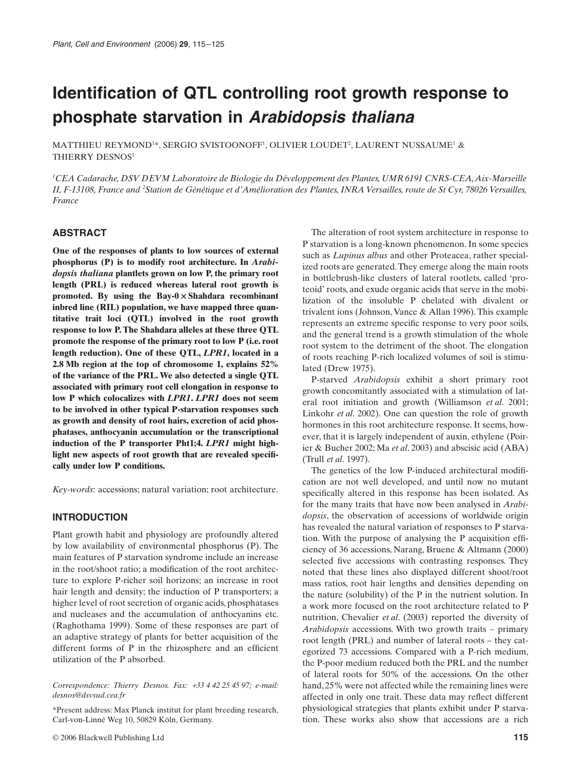# Identification of QTL controlling root growth response to phosphate starvation in *Arabidopsis thaliana*

MATTHIEU REYMOND[1]*, SERGIO SVISTOONOFF[1], OLIVIER LOUDET[2], LAURENT NUSSAUME[1] & THIERRY DESNOS[1]

[1]*CEA Cadarache, DSV DEVM Laboratoire de Biologie du Développement des Plantes, UMR 6191 CNRS-CEA, Aix-Marseille II, F-13108, France and* [2]*Station de Génétique et d'Amélioration des Plantes, INRA Versailles, route de St Cyr, 78026 Versailles, France*

## ABSTRACT

**One of the responses of plants to low sources of external phosphorus (P) is to modify root architecture. In *Arabidopsis thaliana* plantlets grown on low P, the primary root length (PRL) is reduced whereas lateral root growth is promoted. By using the Bay-0 × Shahdara recombinant inbred line (RIL) population, we have mapped three quantitative trait loci (QTL) involved in the root growth response to low P. The Shahdara alleles at these three QTL promote the response of the primary root to low P (i.e. root length reduction). One of these QTL, *LPR1*, located in a 2.8 Mb region at the top of chromosome 1, explains 52% of the variance of the PRL. We also detected a single QTL associated with primary root cell elongation in response to low P which colocalizes with *LPR1*. *LPR1* does not seem to be involved in other typical P-starvation responses such as growth and density of root hairs, excretion of acid phosphatases, anthocyanin accumulation or the transcriptional induction of the P transporter Pht1;4. *LPR1* might highlight new aspects of root growth that are revealed specifically under low P conditions.**

*Key-words*: accessions; natural variation; root architecture.

## INTRODUCTION

Plant growth habit and physiology are profoundly altered by low availability of environmental phosphorus (P). The main features of P starvation syndrome include an increase in the root/shoot ratio; a modification of the root architecture to explore P-richer soil horizons; an increase in root hair length and density; the induction of P transporters; a higher level of root secretion of organic acids, phosphatases and nucleases and the accumulation of anthocyanins etc. (Raghothama 1999). Some of these responses are part of an adaptive strategy of plants for better acquisition of the different forms of P in the rhizosphere and an efficient utilization of the P absorbed.

*Correspondence: Thierry Desnos. Fax: +33 4 42 25 45 97; e-mail: desnos@dsvsud.cea.fr*

*Present address: Max Planck institut for plant breeding research, Carl-von-Linné Weg 10, 50829 Köln, Germany.

The alteration of root system architecture in response to P starvation is a long-known phenomenon. In some species such as *Lupinus albus* and other Proteacea, rather specialized roots are generated. They emerge along the main roots in bottlebrush-like clusters of lateral rootlets, called 'proteoid' roots, and exude organic acids that serve in the mobilization of the insoluble P chelated with divalent or trivalent ions (Johnson, Vance & Allan 1996). This example represents an extreme specific response to very poor soils, and the general trend is a growth stimulation of the whole root system to the detriment of the shoot. The elongation of roots reaching P-rich localized volumes of soil is stimulated (Drew 1975).

P-starved *Arabidopsis* exhibit a short primary root growth concomitantly associated with a stimulation of lateral root initiation and growth (Williamson *et al*. 2001; Linkohr *et al*. 2002). One can question the role of growth hormones in this root architecture response. It seems, however, that it is largely independent of auxin, ethylene (Poirier & Bucher 2002; Ma *et al*. 2003) and abscisic acid (ABA) (Trull *et al*. 1997).

The genetics of the low P-induced architectural modification are not well developed, and until now no mutant specifically altered in this response has been isolated. As for the many traits that have now been analysed in *Arabidopsis*, the observation of accessions of worldwide origin has revealed the natural variation of responses to P starvation. With the purpose of analysing the P acquisition efficiency of 36 accessions, Narang, Bruene & Altmann (2000) selected five accessions with contrasting responses. They noted that these lines also displayed different shoot/root mass ratios, root hair lengths and densities depending on the nature (solubility) of the P in the nutrient solution. In a work more focused on the root architecture related to P nutrition, Chevalier *et al*. (2003) reported the diversity of *Arabidopsis* accessions. With two growth traits – primary root length (PRL) and number of lateral roots – they categorized 73 accessions. Compared with a P-rich medium, the P-poor medium reduced both the PRL and the number of lateral roots for 50% of the accessions. On the other hand, 25% were not affected while the remaining lines were affected in only one trait. These data may reflect different physiological strategies that plants exhibit under P starvation. These works also show that accessions are a rich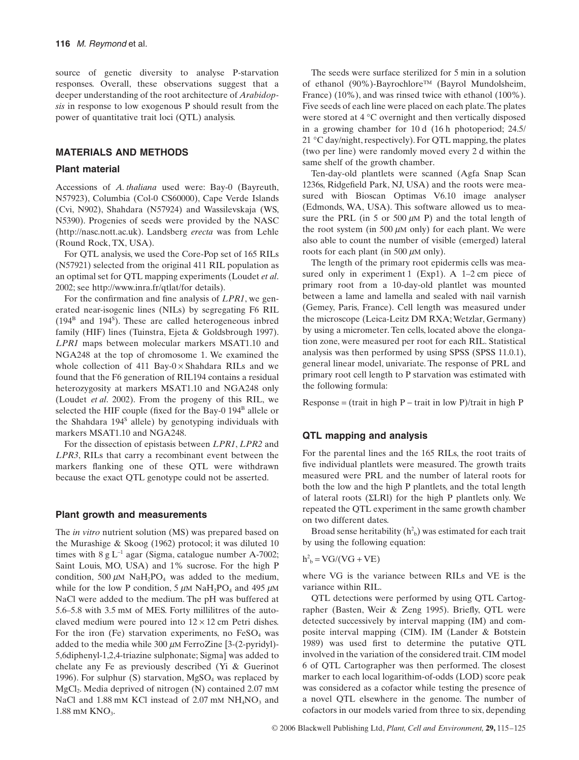source of genetic diversity to analyse P-starvation responses. Overall, these observations suggest that a deeper understanding of the root architecture of *Arabidopsis* in response to low exogenous P should result from the power of quantitative trait loci (QTL) analysis.

## MATERIALS AND METHODS

### Plant material

Accessions of *A. thaliana* used were: Bay-0 (Bayreuth, N57923), Columbia (Col-0 CS60000), Cape Verde Islands (Cvi, N902), Shahdara (N57924) and Wassilevskaja (WS, N5390). Progenies of seeds were provided by the NASC (http://nasc.nott.ac.uk). Landsberg *erecta* was from Lehle (Round Rock, TX, USA).

For QTL analysis, we used the Core-Pop set of 165 RILs (N57921) selected from the original 411 RIL population as an optimal set for QTL mapping experiments (Loudet *et al*. 2002; see http://www.inra.fr/qtlat/for details).

For the confirmation and fine analysis of *LPR1*, we generated near-isogenic lines (NILs) by segregating F6 RIL ($194^B$ and $194^S$). These are called heterogeneous inbred family (HIF) lines (Tuinstra, Ejeta & Goldsbrough 1997). *LPR1* maps between molecular markers MSAT1.10 and NGA248 at the top of chromosome 1. We examined the whole collection of 411 Bay-0 × Shahdara RILs and we found that the F6 generation of RIL194 contains a residual heterozygosity at markers MSAT1.10 and NGA248 only (Loudet *et al*. 2002). From the progeny of this RIL, we selected the HIF couple (fixed for the Bay-0 $194^B$ allele or the Shahdara $194^S$ allele) by genotyping individuals with markers MSAT1.10 and NGA248.

For the dissection of epistasis between *LPR1*, *LPR2* and *LPR3*, RILs that carry a recombinant event between the markers flanking one of these QTL were withdrawn because the exact QTL genotype could not be asserted.

### Plant growth and measurements

The *in vitro* nutrient solution (MS) was prepared based on the Murashige & Skoog (1962) protocol; it was diluted 10 times with 8 g $L^{-1}$ agar (Sigma, catalogue number A-7002; Saint Louis, MO, USA) and 1% sucrose. For the high P condition, 500 $\mu$M $NaH_2PO_4$ was added to the medium, while for the low P condition, 5 $\mu$M $NaH_2PO_4$ and 495 $\mu$M NaCl were added to the medium. The pH was buffered at 5.6–5.8 with 3.5 mM of MES. Forty millilitres of the autoclaved medium were poured into 12 × 12 cm Petri dishes. For the iron (Fe) starvation experiments, no $FeSO_4$ was added to the media while 300 $\mu$M FerroZine [3-(2-pyridyl)-5,6diphenyl-1,2,4-triazine sulphonate; Sigma] was added to chelate any Fe as previously described (Yi & Guerinot 1996). For sulphur (S) starvation, $MgSO_4$ was replaced by $MgCl_2$. Media deprived of nitrogen (N) contained 2.07 mM NaCl and 1.88 mM KCl instead of 2.07 mM $NH_4NO_3$ and 1.88 mM $KNO_3$.

The seeds were surface sterilized for 5 min in a solution of ethanol (90%)-Bayrochlore™ (Bayrol Mundolsheim, France) (10%), and was rinsed twice with ethanol (100%). Five seeds of each line were placed on each plate. The plates were stored at 4 °C overnight and then vertically disposed in a growing chamber for 10 d (16 h photoperiod; 24.5/21 °C day/night, respectively). For QTL mapping, the plates (two per line) were randomly moved every 2 d within the same shelf of the growth chamber.

Ten-day-old plantlets were scanned (Agfa Snap Scan 1236s, Ridgefield Park, NJ, USA) and the roots were measured with Bioscan Optimas V6.10 image analyser (Edmonds, WA, USA). This software allowed us to measure the PRL (in 5 or 500 $\mu$M P) and the total length of the root system (in 500 $\mu$M only) for each plant. We were also able to count the number of visible (emerged) lateral roots for each plant (in 500 $\mu$M only).

The length of the primary root epidermis cells was measured only in experiment 1 (Exp1). A 1–2 cm piece of primary root from a 10-day-old plantlet was mounted between a lame and lamella and sealed with nail varnish (Gemey, Paris, France). Cell length was measured under the microscope (Leica-Leitz DM RXA; Wetzlar, Germany) by using a micrometer. Ten cells, located above the elongation zone, were measured per root for each RIL. Statistical analysis was then performed by using SPSS (SPSS 11.0.1), general linear model, univariate. The response of PRL and primary root cell length to P starvation was estimated with the following formula:

$$\text{Response} = (\text{trait in high P} - \text{trait in low P})/\text{trait in high P}$$

### QTL mapping and analysis

For the parental lines and the 165 RILs, the root traits of five individual plantlets were measured. The growth traits measured were PRL and the number of lateral roots for both the low and the high P plantlets, and the total length of lateral roots (ΣLRl) for the high P plantlets only. We repeated the QTL experiment in the same growth chamber on two different dates.

Broad sense heritability ($h^2_b$) was estimated for each trait by using the following equation:

$$h^2_b = VG/(VG + VE)$$

where VG is the variance between RILs and VE is the variance within RIL.

QTL detections were performed by using QTL Cartographer (Basten, Weir & Zeng 1995). Briefly, QTL were detected successively by interval mapping (IM) and composite interval mapping (CIM). IM (Lander & Botstein 1989) was used first to determine the putative QTL involved in the variation of the considered trait. CIM model 6 of QTL Cartographer was then performed. The closest marker to each local logarithim-of-odds (LOD) score peak was considered as a cofactor while testing the presence of a novel QTL elsewhere in the genome. The number of cofactors in our models varied from three to six, depending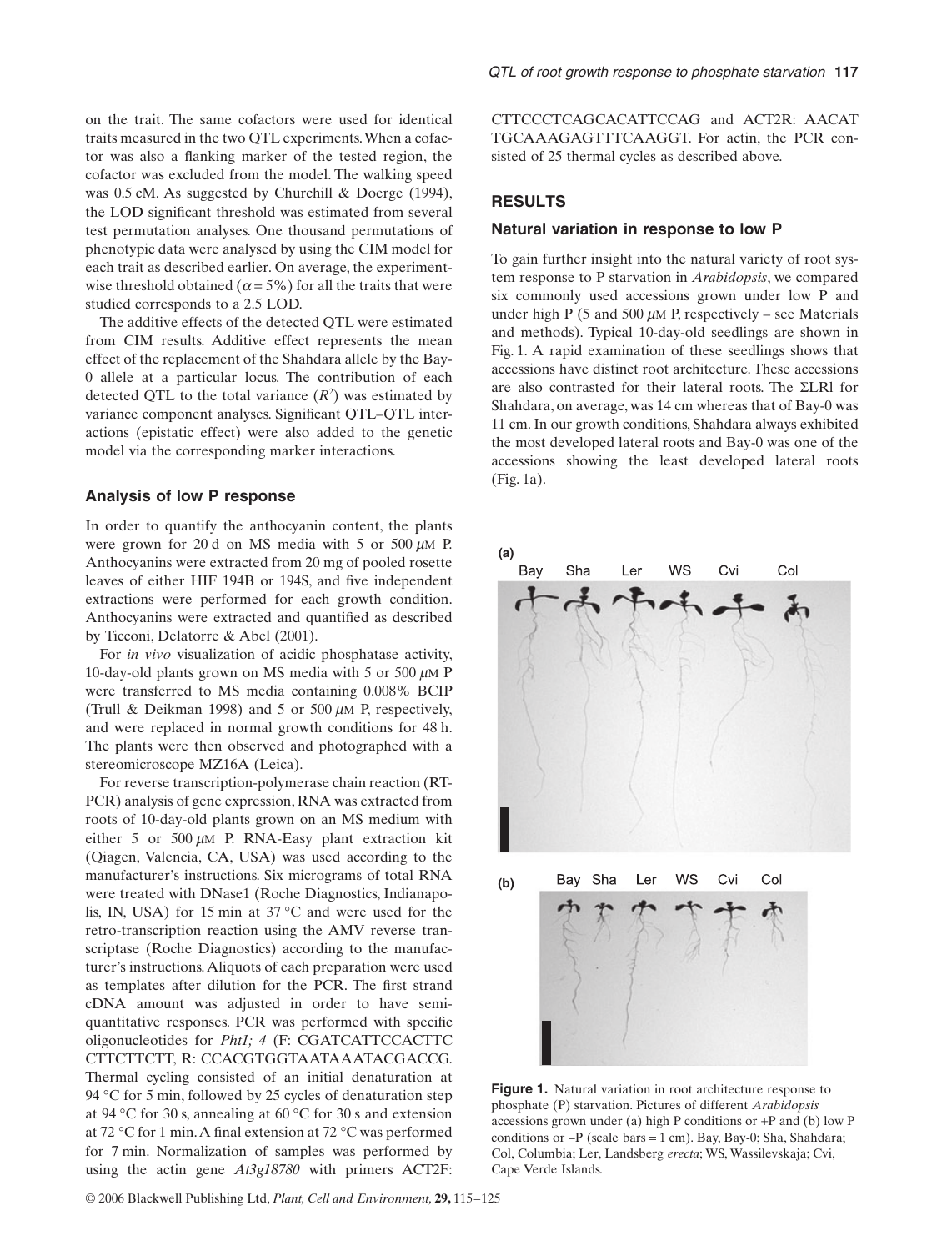on the trait. The same cofactors were used for identical traits measured in the two QTL experiments. When a cofactor was also a flanking marker of the tested region, the cofactor was excluded from the model. The walking speed was 0.5 cM. As suggested by Churchill & Doerge (1994), the LOD significant threshold was estimated from several test permutation analyses. One thousand permutations of phenotypic data were analysed by using the CIM model for each trait as described earlier. On average, the experiment-wise threshold obtained ($\alpha = 5\%$) for all the traits that were studied corresponds to a 2.5 LOD.

The additive effects of the detected QTL were estimated from CIM results. Additive effect represents the mean effect of the replacement of the Shahdara allele by the Bay-0 allele at a particular locus. The contribution of each detected QTL to the total variance ($R^2$) was estimated by variance component analyses. Significant QTL–QTL interactions (epistatic effect) were also added to the genetic model via the corresponding marker interactions.

### Analysis of low P response

In order to quantify the anthocyanin content, the plants were grown for 20 d on MS media with 5 or 500 $\mu$M P. Anthocyanins were extracted from 20 mg of pooled rosette leaves of either HIF 194B or 194S, and five independent extractions were performed for each growth condition. Anthocyanins were extracted and quantified as described by Ticconi, Delatorre & Abel (2001).

For *in vivo* visualization of acidic phosphatase activity, 10-day-old plants grown on MS media with 5 or 500 $\mu$M P were transferred to MS media containing 0.008% BCIP (Trull & Deikman 1998) and 5 or 500 $\mu$M P, respectively, and were replaced in normal growth conditions for 48 h. The plants were then observed and photographed with a stereomicroscope MZ16A (Leica).

For reverse transcription-polymerase chain reaction (RT-PCR) analysis of gene expression, RNA was extracted from roots of 10-day-old plants grown on an MS medium with either 5 or 500 $\mu$M P. RNA-Easy plant extraction kit (Qiagen, Valencia, CA, USA) was used according to the manufacturer's instructions. Six micrograms of total RNA were treated with DNase1 (Roche Diagnostics, Indianapolis, IN, USA) for 15 min at 37 °C and were used for the retro-transcription reaction using the AMV reverse transcriptase (Roche Diagnostics) according to the manufacturer's instructions. Aliquots of each preparation were used as templates after dilution for the PCR. The first strand cDNA amount was adjusted in order to have semi-quantitative responses. PCR was performed with specific oligonucleotides for *Pht1; 4* (F: CGATCATTCCACTTC CTTCTTCTT, R: CCACGTGGTAATAAATACGACCG. Thermal cycling consisted of an initial denaturation at 94 °C for 5 min, followed by 25 cycles of denaturation step at 94 °C for 30 s, annealing at 60 °C for 30 s and extension at 72 °C for 1 min. A final extension at 72 °C was performed for 7 min. Normalization of samples was performed by using the actin gene *At3g18780* with primers ACT2F: CTTCCCTCAGCACATTCCAG and ACT2R: AACAT TGCAAAGAGTTTCAAGGT. For actin, the PCR consisted of 25 thermal cycles as described above.

## RESULTS

### Natural variation in response to low P

To gain further insight into the natural variety of root system response to P starvation in *Arabidopsis*, we compared six commonly used accessions grown under low P and under high P (5 and 500 $\mu$M P, respectively – see Materials and methods). Typical 10-day-old seedlings are shown in Fig. 1. A rapid examination of these seedlings shows that accessions have distinct root architecture. These accessions are also contrasted for their lateral roots. The ΣLRl for Shahdara, on average, was 14 cm whereas that of Bay-0 was 11 cm. In our growth conditions, Shahdara always exhibited the most developed lateral roots and Bay-0 was one of the accessions showing the least developed lateral roots (Fig. 1a).

**Figure 1.** Natural variation in root architecture response to phosphate (P) starvation. Pictures of different *Arabidopsis* accessions grown under (a) high P conditions or +P and (b) low P conditions or –P (scale bars = 1 cm). Bay, Bay-0; Sha, Shahdara; Col, Columbia; Ler, Landsberg *erecta*; WS, Wassilevskaja; Cvi, Cape Verde Islands.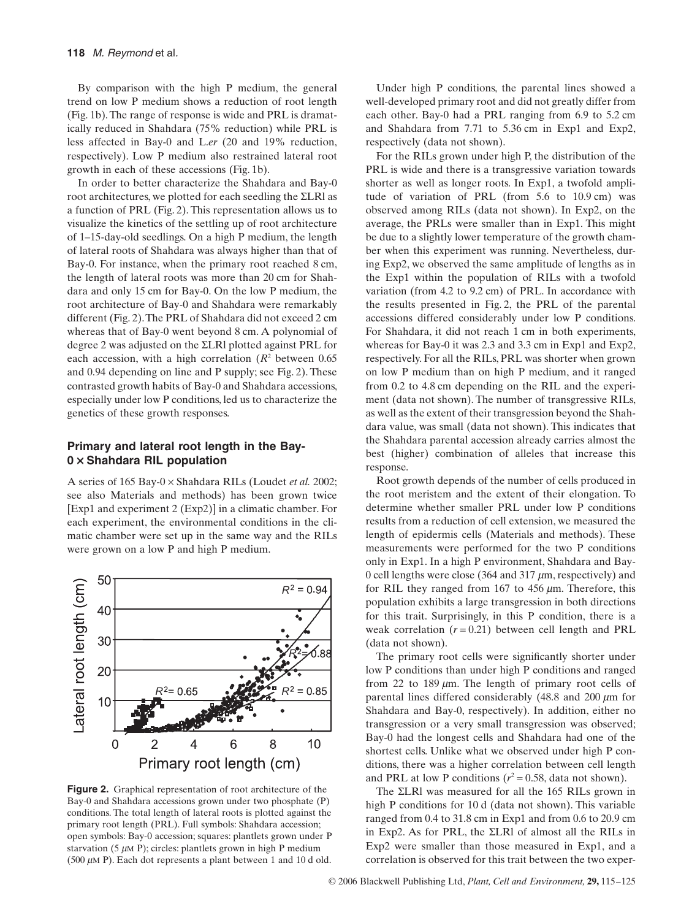By comparison with the high P medium, the general trend on low P medium shows a reduction of root length (Fig. 1b). The range of response is wide and PRL is dramatically reduced in Shahdara (75% reduction) while PRL is less affected in Bay-0 and L.*er* (20 and 19% reduction, respectively). Low P medium also restrained lateral root growth in each of these accessions (Fig. 1b).

In order to better characterize the Shahdara and Bay-0 root architectures, we plotted for each seedling the ΣLRl as a function of PRL (Fig. 2). This representation allows us to visualize the kinetics of the settling up of root architecture of 1–15-day-old seedlings. On a high P medium, the length of lateral roots of Shahdara was always higher than that of Bay-0. For instance, when the primary root reached 8 cm, the length of lateral roots was more than 20 cm for Shahdara and only 15 cm for Bay-0. On the low P medium, the root architecture of Bay-0 and Shahdara were remarkably different (Fig. 2). The PRL of Shahdara did not exceed 2 cm whereas that of Bay-0 went beyond 8 cm. A polynomial of degree 2 was adjusted on the ΣLRl plotted against PRL for each accession, with a high correlation ($R^2$ between 0.65 and 0.94 depending on line and P supply; see Fig. 2). These contrasted growth habits of Bay-0 and Shahdara accessions, especially under low P conditions, led us to characterize the genetics of these growth responses.

### Primary and lateral root length in the Bay-0 × Shahdara RIL population

A series of 165 Bay-0 × Shahdara RILs (Loudet *et al.* 2002; see also Materials and methods) has been grown twice [Exp1 and experiment 2 (Exp2)] in a climatic chamber. For each experiment, the environmental conditions in the climatic chamber were set up in the same way and the RILs were grown on a low P and high P medium.

**Figure 2.** Graphical representation of root architecture of the Bay-0 and Shahdara accessions grown under two phosphate (P) conditions. The total length of lateral roots is plotted against the primary root length (PRL). Full symbols: Shahdara accession; open symbols: Bay-0 accession; squares: plantlets grown under P starvation (5 $\mu$M P); circles: plantlets grown in high P medium (500 $\mu$M P). Each dot represents a plant between 1 and 10 d old.

Under high P conditions, the parental lines showed a well-developed primary root and did not greatly differ from each other. Bay-0 had a PRL ranging from 6.9 to 5.2 cm and Shahdara from 7.71 to 5.36 cm in Exp1 and Exp2, respectively (data not shown).

For the RILs grown under high P, the distribution of the PRL is wide and there is a transgressive variation towards shorter as well as longer roots. In Exp1, a twofold amplitude of variation of PRL (from 5.6 to 10.9 cm) was observed among RILs (data not shown). In Exp2, on the average, the PRLs were smaller than in Exp1. This might be due to a slightly lower temperature of the growth chamber when this experiment was running. Nevertheless, during Exp2, we observed the same amplitude of lengths as in the Exp1 within the population of RILs with a twofold variation (from 4.2 to 9.2 cm) of PRL. In accordance with the results presented in Fig. 2, the PRL of the parental accessions differed considerably under low P conditions. For Shahdara, it did not reach 1 cm in both experiments, whereas for Bay-0 it was 2.3 and 3.3 cm in Exp1 and Exp2, respectively. For all the RILs, PRL was shorter when grown on low P medium than on high P medium, and it ranged from 0.2 to 4.8 cm depending on the RIL and the experiment (data not shown). The number of transgressive RILs, as well as the extent of their transgression beyond the Shahdara value, was small (data not shown). This indicates that the Shahdara parental accession already carries almost the best (higher) combination of alleles that increase this response.

Root growth depends of the number of cells produced in the root meristem and the extent of their elongation. To determine whether smaller PRL under low P conditions results from a reduction of cell extension, we measured the length of epidermis cells (Materials and methods). These measurements were performed for the two P conditions only in Exp1. In a high P environment, Shahdara and Bay-0 cell lengths were close (364 and 317 $\mu$m, respectively) and for RIL they ranged from 167 to 456 $\mu$m. Therefore, this population exhibits a large transgression in both directions for this trait. Surprisingly, in this P condition, there is a weak correlation ($r = 0.21$) between cell length and PRL (data not shown).

The primary root cells were significantly shorter under low P conditions than under high P conditions and ranged from 22 to 189 $\mu$m. The length of primary root cells of parental lines differed considerably (48.8 and 200 $\mu$m for Shahdara and Bay-0, respectively). In addition, either no transgression or a very small transgression was observed; Bay-0 had the longest cells and Shahdara had one of the shortest cells. Unlike what we observed under high P conditions, there was a higher correlation between cell length and PRL at low P conditions ($r^2 = 0.58$, data not shown).

The ΣLRl was measured for all the 165 RILs grown in high P conditions for 10 d (data not shown). This variable ranged from 0.4 to 31.8 cm in Exp1 and from 0.6 to 20.9 cm in Exp2. As for PRL, the ΣLRl of almost all the RILs in Exp2 were smaller than those measured in Exp1, and a correlation is observed for this trait between the two exper-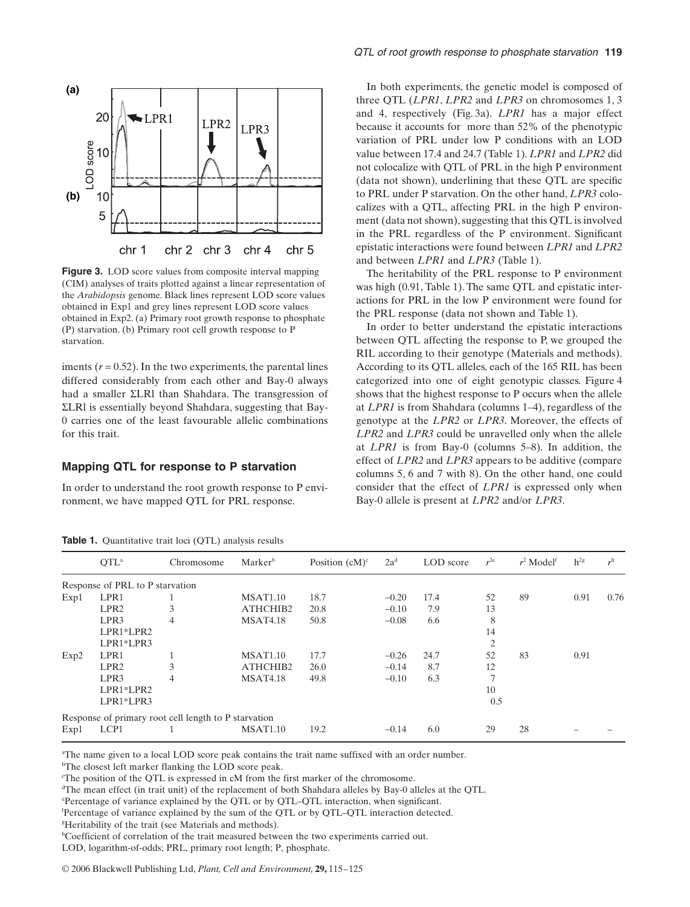**Figure 3.** LOD score values from composite interval mapping (CIM) analyses of traits plotted against a linear representation of the *Arabidopsis* genome. Black lines represent LOD score values obtained in Exp1 and grey lines represent LOD score values obtained in Exp2. (a) Primary root growth response to phosphate (P) starvation. (b) Primary root cell growth response to P starvation.

iments ($r = 0.52$). In the two experiments, the parental lines differed considerably from each other and Bay-0 always had a smaller ΣLRl than Shahdara. The transgression of ΣLRl is essentially beyond Shahdara, suggesting that Bay-0 carries one of the least favourable allelic combinations for this trait.

## Mapping QTL for response to P starvation

In order to understand the root growth response to P environment, we have mapped QTL for PRL response.

In both experiments, the genetic model is composed of three QTL (*LPR1*, *LPR2* and *LPR3* on chromosomes 1, 3 and 4, respectively (Fig. 3a). *LPR1* has a major effect because it accounts for more than 52% of the phenotypic variation of PRL under low P conditions with an LOD value between 17.4 and 24.7 (Table 1). *LPR1* and *LPR2* did not colocalize with QTL of PRL in the high P environment (data not shown), underlining that these QTL are specific to PRL under P starvation. On the other hand, *LPR3* colocalizes with a QTL, affecting PRL in the high P environment (data not shown), suggesting that this QTL is involved in the PRL regardless of the P environment. Significant epistatic interactions were found between *LPR1* and *LPR2* and between *LPR1* and *LPR3* (Table 1).

The heritability of the PRL response to P environment was high (0.91, Table 1). The same QTL and epistatic interactions for PRL in the low P environment were found for the PRL response (data not shown and Table 1).

In order to better understand the epistatic interactions between QTL affecting the response to P, we grouped the RIL according to their genotype (Materials and methods). According to its QTL alleles, each of the 165 RIL has been categorized into one of eight genotypic classes. Figure 4 shows that the highest response to P occurs when the allele at *LPR1* is from Shahdara (columns 1–4), regardless of the genotype at the *LPR2* or *LPR3*. Moreover, the effects of *LPR2* and *LPR3* could be unravelled only when the allele at *LPR1* is from Bay-0 (columns 5–8). In addition, the effect of *LPR2* and *LPR3* appears to be additive (compare columns 5, 6 and 7 with 8). On the other hand, one could consider that the effect of *LPR1* is expressed only when Bay-0 allele is present at *LPR2* and/or *LPR3*.

**Table 1.** Quantitative trait loci (QTL) analysis results

| | QTL[a] | Chromosome | Marker[b] | Position (cM)[c] | 2a[d] | LOD score | $r^2$[e] | $r^2$ Model[f] | $h^2$[g] | $r$[h] |
|---|---|---|---|---|---|---|---|---|---|---|
| Response of PRL to P starvation | | | | | | | | | | |
| Exp1 | LPR1 | 1 | MSAT1.10 | 18.7 | −0.20 | 17.4 | 52 | 89 | 0.91 | 0.76 |
| | LPR2 | 3 | ATHCHIB2 | 20.8 | −0.10 | 7.9 | 13 | | | |
| | LPR3 | 4 | MSAT4.18 | 50.8 | −0.08 | 6.6 | 8 | | | |
| | LPR1*LPR2 | | | | | | 14 | | | |
| | LPR1*LPR3 | | | | | | 2 | | | |
| Exp2 | LPR1 | 1 | MSAT1.10 | 17.7 | −0.26 | 24.7 | 52 | 83 | 0.91 | |
| | LPR2 | 3 | ATHCHIB2 | 26.0 | −0.14 | 8.7 | 12 | | | |
| | LPR3 | 4 | MSAT4.18 | 49.8 | −0.10 | 6.3 | 7 | | | |
| | LPR1*LPR2 | | | | | | 10 | | | |
| | LPR1*LPR3 | | | | | | 0.5 | | | |
| Response of primary root cell length to P starvation | | | | | | | | | | |
| Exp1 | LCP1 | 1 | MSAT1.10 | 19.2 | −0.14 | 6.0 | 29 | 28 | – | – |

[a]The name given to a local LOD score peak contains the trait name suffixed with an order number.
[b]The closest left marker flanking the LOD score peak.
[c]The position of the QTL is expressed in cM from the first marker of the chromosome.
[d]The mean effect (in trait unit) of the replacement of both Shahdara alleles by Bay-0 alleles at the QTL.
[e]Percentage of variance explained by the QTL or by QTL–QTL interaction, when significant.
[f]Percentage of variance explained by the sum of the QTL or by QTL–QTL interaction detected.
[g]Heritability of the trait (see Materials and methods).
[h]Coefficient of correlation of the trait measured between the two experiments carried out.
LOD, logarithm-of-odds; PRL, primary root length; P, phosphate.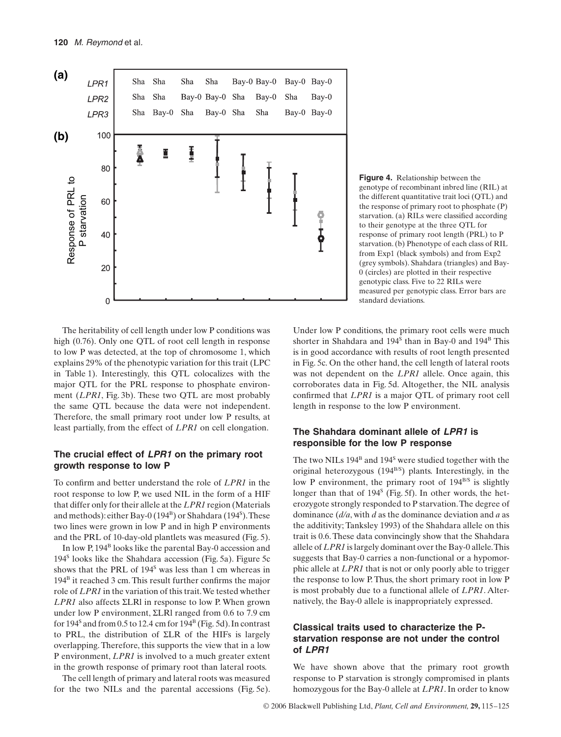(a)

| LPR1 | Sha | Sha | Sha | Sha | Bay-0 | Bay-0 | Bay-0 | Bay-0 |
|---|---|---|---|---|---|---|---|---|
| LPR2 | Sha | Sha | Bay-0 | Bay-0 | Sha | Bay-0 | Sha | Bay-0 |
| LPR3 | Sha | Bay-0 | Sha | Bay-0 | Sha | Sha | Bay-0 | Bay-0 |

**Figure 4.** Relationship between the genotype of recombinant inbred line (RIL) at the different quantitative trait loci (QTL) and the response of primary root to phosphate (P) starvation. (a) RILs were classified according to their genotype at the three QTL for response of primary root length (PRL) to P starvation. (b) Phenotype of each class of RIL from Exp1 (black symbols) and from Exp2 (grey symbols). Shahdara (triangles) and Bay-0 (circles) are plotted in their respective genotypic class. Five to 22 RILs were measured per genotypic class. Error bars are standard deviations.

The heritability of cell length under low P conditions was high (0.76). Only one QTL of root cell length in response to low P was detected, at the top of chromosome 1, which explains 29% of the phenotypic variation for this trait (LPC in Table 1). Interestingly, this QTL colocalizes with the major QTL for the PRL response to phosphate environment (*LPR1*, Fig. 3b). These two QTL are most probably the same QTL because the data were not independent. Therefore, the small primary root under low P results, at least partially, from the effect of *LPR1* on cell elongation.

### The crucial effect of *LPR1* on the primary root growth response to low P

To confirm and better understand the role of *LPR1* in the root response to low P, we used NIL in the form of a HIF that differ only for their allele at the *LPR1* region (Materials and methods): either Bay-0 ($194^B$) or Shahdara ($194^S$). These two lines were grown in low P and in high P environments and the PRL of 10-day-old plantlets was measured (Fig. 5).

In low P, $194^B$ looks like the parental Bay-0 accession and $194^S$ looks like the Shahdara accession (Fig. 5a). Figure 5c shows that the PRL of $194^S$ was less than 1 cm whereas in $194^B$ it reached 3 cm. This result further confirms the major role of *LPR1* in the variation of this trait. We tested whether *LPR1* also affects ΣLRl in response to low P. When grown under low P environment, ΣLRl ranged from 0.6 to 7.9 cm for $194^S$ and from 0.5 to 12.4 cm for $194^B$ (Fig. 5d). In contrast to PRL, the distribution of ΣLR of the HIFs is largely overlapping. Therefore, this supports the view that in a low P environment, *LPR1* is involved to a much greater extent in the growth response of primary root than lateral roots.

The cell length of primary and lateral roots was measured for the two NILs and the parental accessions (Fig. 5e). Under low P conditions, the primary root cells were much shorter in Shahdara and $194^S$ than in Bay-0 and $194^B$ This is in good accordance with results of root length presented in Fig. 5c. On the other hand, the cell length of lateral roots was not dependent on the *LPR1* allele. Once again, this corroborates data in Fig. 5d. Altogether, the NIL analysis confirmed that *LPR1* is a major QTL of primary root cell length in response to the low P environment.

### The Shahdara dominant allele of *LPR1* is responsible for the low P response

The two NILs $194^B$ and $194^S$ were studied together with the original heterozygous ($194^{B/S}$) plants. Interestingly, in the low P environment, the primary root of $194^{B/S}$ is slightly longer than that of $194^S$ (Fig. 5f). In other words, the heterozygote strongly responded to P starvation. The degree of dominance ($d/a$, with $d$ as the dominance deviation and $a$ as the additivity; Tanksley 1993) of the Shahdara allele on this trait is 0.6. These data convincingly show that the Shahdara allele of *LPR1* is largely dominant over the Bay-0 allele. This suggests that Bay-0 carries a non-functional or a hypomorphic allele at *LPR1* that is not or only poorly able to trigger the response to low P. Thus, the short primary root in low P is most probably due to a functional allele of *LPR1*. Alternatively, the Bay-0 allele is inappropriately expressed.

### Classical traits used to characterize the P-starvation response are not under the control of *LPR1*

We have shown above that the primary root growth response to P starvation is strongly compromised in plants homozygous for the Bay-0 allele at *LPR1*. In order to know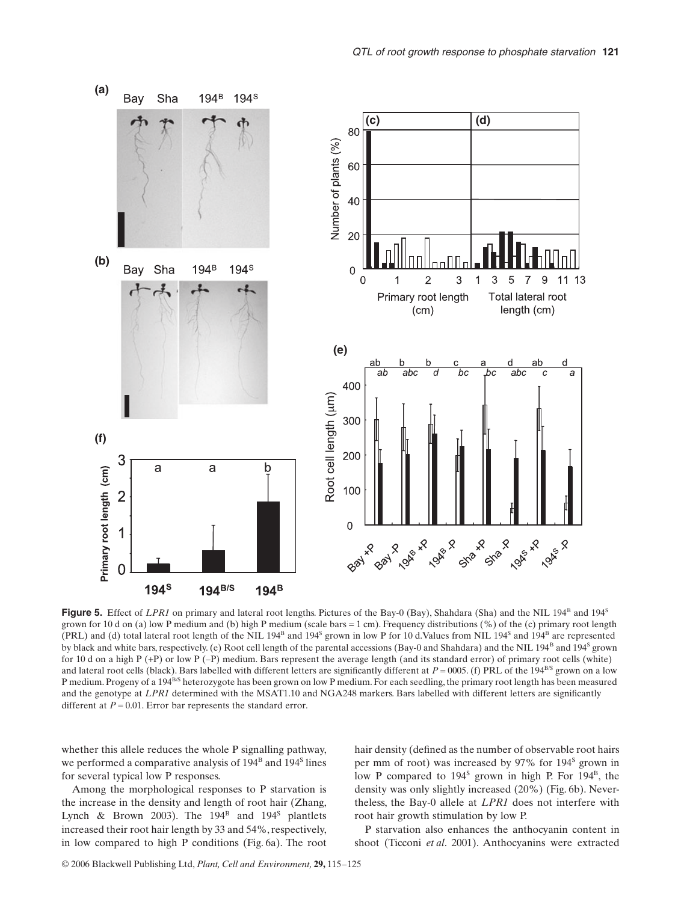**Figure 5.** Effect of *LPR1* on primary and lateral root lengths. Pictures of the Bay-0 (Bay), Shahdara (Sha) and the NIL $194^{B}$ and $194^{S}$ grown for 10 d on (a) low P medium and (b) high P medium (scale bars = 1 cm). Frequency distributions (%) of the (c) primary root length (PRL) and (d) total lateral root length of the NIL $194^{B}$ and $194^{S}$ grown in low P for 10 d. Values from NIL $194^{S}$ and $194^{B}$ are represented by black and white bars, respectively. (e) Root cell length of the parental accessions (Bay-0 and Shahdara) and the NIL $194^{B}$ and $194^{S}$ grown for 10 d on a high P (+P) or low P (–P) medium. Bars represent the average length (and its standard error) of primary root cells (white) and lateral root cells (black). Bars labelled with different letters are significantly different at $P = 0005$. (f) PRL of the $194^{B/S}$ grown on a low P medium. Progeny of a $194^{B/S}$ heterozygote has been grown on low P medium. For each seedling, the primary root length has been measured and the genotype at *LPR1* determined with the MSAT1.10 and NGA248 markers. Bars labelled with different letters are significantly different at $P = 0.01$. Error bar represents the standard error.

whether this allele reduces the whole P signalling pathway, we performed a comparative analysis of $194^{B}$ and $194^{S}$ lines for several typical low P responses.

Among the morphological responses to P starvation is the increase in the density and length of root hair (Zhang, Lynch & Brown 2003). The $194^{B}$ and $194^{S}$ plantlets increased their root hair length by 33 and 54%, respectively, in low compared to high P conditions (Fig. 6a). The root hair density (defined as the number of observable root hairs per mm of root) was increased by 97% for $194^{S}$ grown in low P compared to $194^{S}$ grown in high P. For $194^{B}$, the density was only slightly increased (20%) (Fig. 6b). Nevertheless, the Bay-0 allele at *LPR1* does not interfere with root hair growth stimulation by low P.

P starvation also enhances the anthocyanin content in shoot (Ticconi *et al*. 2001). Anthocyanins were extracted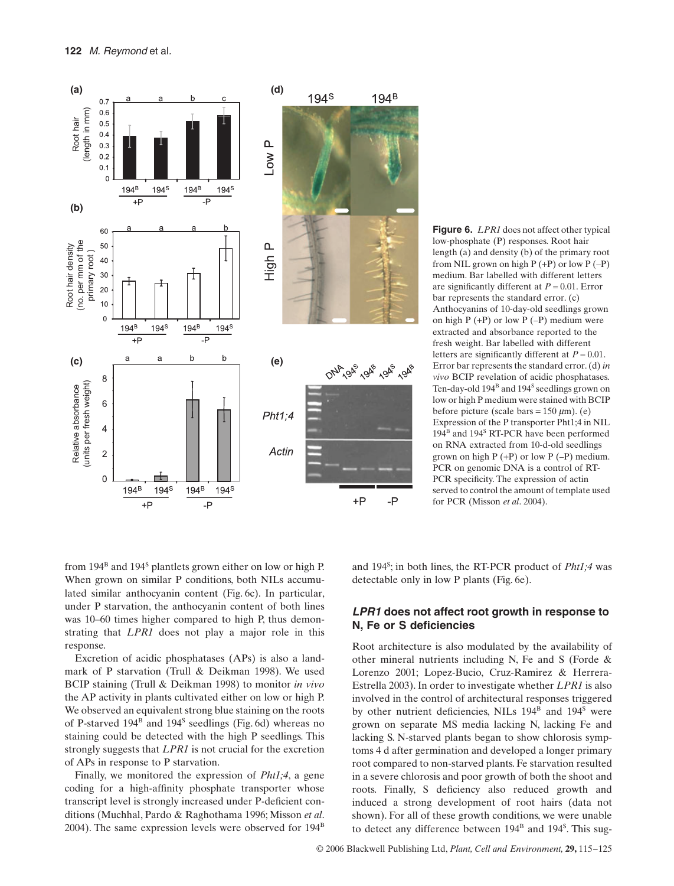**Figure 6.** *LPR1* does not affect other typical low-phosphate (P) responses. Root hair length (a) and density (b) of the primary root from NIL grown on high P (+P) or low P (–P) medium. Bar labelled with different letters are significantly different at $P = 0.01$. Error bar represents the standard error. (c) Anthocyanins of 10-day-old seedlings grown on high P (+P) or low P (–P) medium were extracted and absorbance reported to the fresh weight. Bar labelled with different letters are significantly different at $P = 0.01$. Error bar represents the standard error. (d) *in vivo* BCIP revelation of acidic phosphatases. Ten-day-old $194^B$ and $194^S$ seedlings grown on low or high P medium were stained with BCIP before picture (scale bars = 150 $\mu$m). (e) Expression of the P transporter Pht1;4 in NIL $194^B$ and $194^S$ RT-PCR have been performed on RNA extracted from 10-d-old seedlings grown on high P (+P) or low P (–P) medium. PCR on genomic DNA is a control of RT-PCR specificity. The expression of actin served to control the amount of template used for PCR (Misson *et al*. 2004).

from $194^B$ and $194^S$ plantlets grown either on low or high P. When grown on similar P conditions, both NILs accumulated similar anthocyanin content (Fig. 6c). In particular, under P starvation, the anthocyanin content of both lines was 10–60 times higher compared to high P, thus demonstrating that *LPR1* does not play a major role in this response.

Excretion of acidic phosphatases (APs) is also a landmark of P starvation (Trull & Deikman 1998). We used BCIP staining (Trull & Deikman 1998) to monitor *in vivo* the AP activity in plants cultivated either on low or high P. We observed an equivalent strong blue staining on the roots of P-starved $194^B$ and $194^S$ seedlings (Fig. 6d) whereas no staining could be detected with the high P seedlings. This strongly suggests that *LPR1* is not crucial for the excretion of APs in response to P starvation.

Finally, we monitored the expression of *Pht1;4*, a gene coding for a high-affinity phosphate transporter whose transcript level is strongly increased under P-deficient conditions (Muchhal, Pardo & Raghothama 1996; Misson *et al*. 2004). The same expression levels were observed for $194^B$ and $194^S$; in both lines, the RT-PCR product of *Pht1;4* was detectable only in low P plants (Fig. 6e).

## *LPR1* does not affect root growth in response to N, Fe or S deficiencies

Root architecture is also modulated by the availability of other mineral nutrients including N, Fe and S (Forde & Lorenzo 2001; Lopez-Bucio, Cruz-Ramirez & Herrera-Estrella 2003). In order to investigate whether *LPR1* is also involved in the control of architectural responses triggered by other nutrient deficiencies, NILs $194^B$ and $194^S$ were grown on separate MS media lacking N, lacking Fe and lacking S. N-starved plants began to show chlorosis symptoms 4 d after germination and developed a longer primary root compared to non-starved plants. Fe starvation resulted in a severe chlorosis and poor growth of both the shoot and roots. Finally, S deficiency also reduced growth and induced a strong development of root hairs (data not shown). For all of these growth conditions, we were unable to detect any difference between $194^B$ and $194^S$. This sug-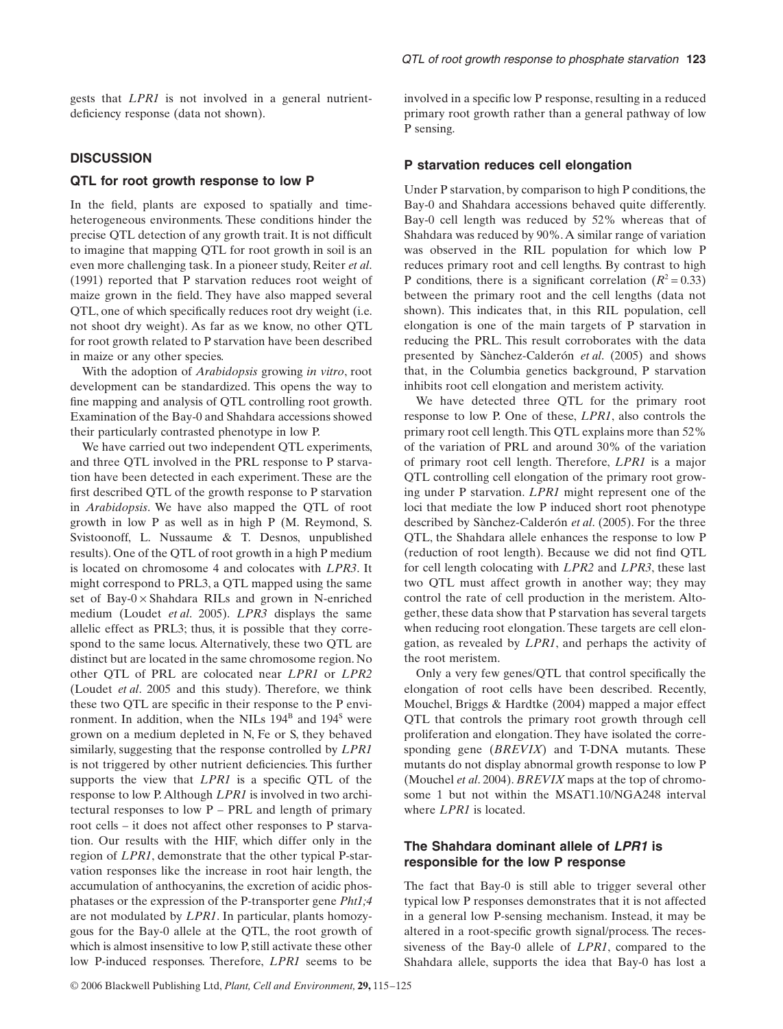gests that *LPR1* is not involved in a general nutrient-deficiency response (data not shown).

## DISCUSSION

### QTL for root growth response to low P

In the field, plants are exposed to spatially and time-heterogeneous environments. These conditions hinder the precise QTL detection of any growth trait. It is not difficult to imagine that mapping QTL for root growth in soil is an even more challenging task. In a pioneer study, Reiter *et al*. (1991) reported that P starvation reduces root weight of maize grown in the field. They have also mapped several QTL, one of which specifically reduces root dry weight (i.e. not shoot dry weight). As far as we know, no other QTL for root growth related to P starvation have been described in maize or any other species.

With the adoption of *Arabidopsis* growing *in vitro*, root development can be standardized. This opens the way to fine mapping and analysis of QTL controlling root growth. Examination of the Bay-0 and Shahdara accessions showed their particularly contrasted phenotype in low P.

We have carried out two independent QTL experiments, and three QTL involved in the PRL response to P starvation have been detected in each experiment. These are the first described QTL of the growth response to P starvation in *Arabidopsis*. We have also mapped the QTL of root growth in low P as well as in high P (M. Reymond, S. Svistoonoff, L. Nussaume & T. Desnos, unpublished results). One of the QTL of root growth in a high P medium is located on chromosome 4 and colocates with *LPR3*. It might correspond to PRL3, a QTL mapped using the same set of Bay-0 × Shahdara RILs and grown in N-enriched medium (Loudet *et al*. 2005). *LPR3* displays the same allelic effect as PRL3; thus, it is possible that they correspond to the same locus. Alternatively, these two QTL are distinct but are located in the same chromosome region. No other QTL of PRL are colocated near *LPR1* or *LPR2* (Loudet *et al*. 2005 and this study). Therefore, we think these two QTL are specific in their response to the P environment. In addition, when the NILs $194^{B}$ and $194^{S}$ were grown on a medium depleted in N, Fe or S, they behaved similarly, suggesting that the response controlled by *LPR1* is not triggered by other nutrient deficiencies. This further supports the view that *LPR1* is a specific QTL of the response to low P. Although *LPR1* is involved in two architectural responses to low P – PRL and length of primary root cells – it does not affect other responses to P starvation. Our results with the HIF, which differ only in the region of *LPR1*, demonstrate that the other typical P-starvation responses like the increase in root hair length, the accumulation of anthocyanins, the excretion of acidic phosphatases or the expression of the P-transporter gene *Pht1;4* are not modulated by *LPR1*. In particular, plants homozygous for the Bay-0 allele at the QTL, the root growth of which is almost insensitive to low P, still activate these other low P-induced responses. Therefore, *LPR1* seems to be involved in a specific low P response, resulting in a reduced primary root growth rather than a general pathway of low P sensing.

### P starvation reduces cell elongation

Under P starvation, by comparison to high P conditions, the Bay-0 and Shahdara accessions behaved quite differently. Bay-0 cell length was reduced by 52% whereas that of Shahdara was reduced by 90%. A similar range of variation was observed in the RIL population for which low P reduces primary root and cell lengths. By contrast to high P conditions, there is a significant correlation ($R^2 = 0.33$) between the primary root and the cell lengths (data not shown). This indicates that, in this RIL population, cell elongation is one of the main targets of P starvation in reducing the PRL. This result corroborates with the data presented by Sànchez-Calderón *et al*. (2005) and shows that, in the Columbia genetics background, P starvation inhibits root cell elongation and meristem activity.

We have detected three QTL for the primary root response to low P. One of these, *LPR1*, also controls the primary root cell length. This QTL explains more than 52% of the variation of PRL and around 30% of the variation of primary root cell length. Therefore, *LPR1* is a major QTL controlling cell elongation of the primary root growing under P starvation. *LPR1* might represent one of the loci that mediate the low P induced short root phenotype described by Sànchez-Calderón *et al*. (2005). For the three QTL, the Shahdara allele enhances the response to low P (reduction of root length). Because we did not find QTL for cell length colocating with *LPR2* and *LPR3*, these last two QTL must affect growth in another way; they may control the rate of cell production in the meristem. Altogether, these data show that P starvation has several targets when reducing root elongation. These targets are cell elongation, as revealed by *LPR1*, and perhaps the activity of the root meristem.

Only a very few genes/QTL that control specifically the elongation of root cells have been described. Recently, Mouchel, Briggs & Hardtke (2004) mapped a major effect QTL that controls the primary root growth through cell proliferation and elongation. They have isolated the corresponding gene (*BREVIX*) and T-DNA mutants. These mutants do not display abnormal growth response to low P (Mouchel *et al*. 2004). *BREVIX* maps at the top of chromosome 1 but not within the MSAT1.10/NGA248 interval where *LPR1* is located.

### The Shahdara dominant allele of *LPR1* is responsible for the low P response

The fact that Bay-0 is still able to trigger several other typical low P responses demonstrates that it is not affected in a general low P-sensing mechanism. Instead, it may be altered in a root-specific growth signal/process. The recessiveness of the Bay-0 allele of *LPR1*, compared to the Shahdara allele, supports the idea that Bay-0 has lost a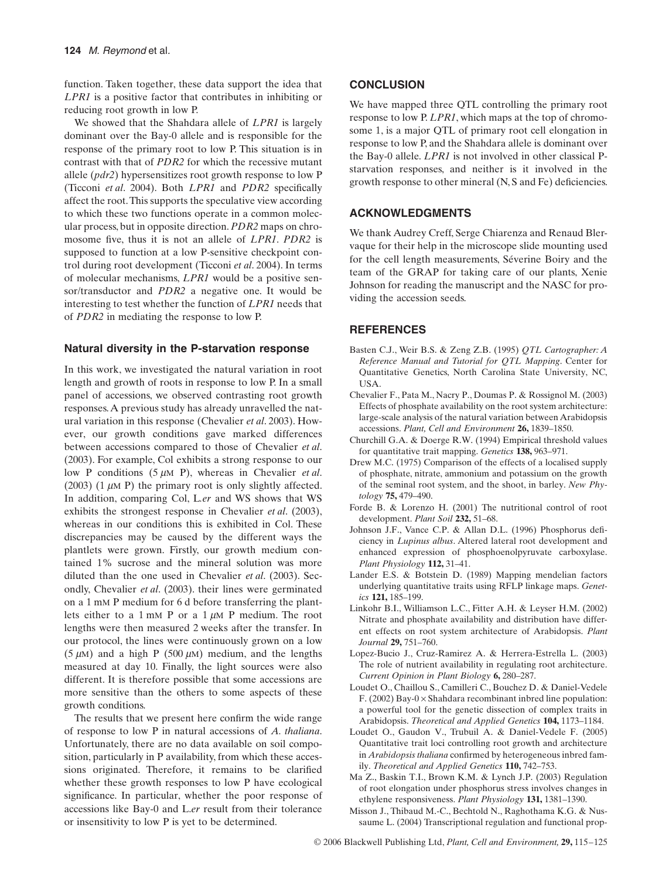function. Taken together, these data support the idea that *LPR1* is a positive factor that contributes in inhibiting or reducing root growth in low P.

We showed that the Shahdara allele of *LPR1* is largely dominant over the Bay-0 allele and is responsible for the response of the primary root to low P. This situation is in contrast with that of *PDR2* for which the recessive mutant allele (*pdr2*) hypersensitizes root growth response to low P (Ticconi *et al*. 2004). Both *LPR1* and *PDR2* specifically affect the root. This supports the speculative view according to which these two functions operate in a common molecular process, but in opposite direction. *PDR2* maps on chromosome five, thus it is not an allele of *LPR1*. *PDR2* is supposed to function at a low P-sensitive checkpoint control during root development (Ticconi *et al*. 2004). In terms of molecular mechanisms, *LPR1* would be a positive sensor/transductor and *PDR2* a negative one. It would be interesting to test whether the function of *LPR1* needs that of *PDR2* in mediating the response to low P.

### Natural diversity in the P-starvation response

In this work, we investigated the natural variation in root length and growth of roots in response to low P. In a small panel of accessions, we observed contrasting root growth responses. A previous study has already unravelled the natural variation in this response (Chevalier *et al*. 2003). However, our growth conditions gave marked differences between accessions compared to those of Chevalier *et al*. (2003). For example, Col exhibits a strong response to our low P conditions (5 $\mu$M P), whereas in Chevalier *et al*. (2003) (1 $\mu$M P) the primary root is only slightly affected. In addition, comparing Col, L.*er* and WS shows that WS exhibits the strongest response in Chevalier *et al*. (2003), whereas in our conditions this is exhibited in Col. These discrepancies may be caused by the different ways the plantlets were grown. Firstly, our growth medium contained 1% sucrose and the mineral solution was more diluted than the one used in Chevalier *et al*. (2003). Secondly, Chevalier *et al*. (2003). their lines were germinated on a 1 mM P medium for 6 d before transferring the plantlets either to a 1 mM P or a 1 $\mu$M P medium. The root lengths were then measured 2 weeks after the transfer. In our protocol, the lines were continuously grown on a low (5 $\mu$M) and a high P (500 $\mu$M) medium, and the lengths measured at day 10. Finally, the light sources were also different. It is therefore possible that some accessions are more sensitive than the others to some aspects of these growth conditions.

The results that we present here confirm the wide range of response to low P in natural accessions of *A. thaliana*. Unfortunately, there are no data available on soil composition, particularly in P availability, from which these accessions originated. Therefore, it remains to be clarified whether these growth responses to low P have ecological significance. In particular, whether the poor response of accessions like Bay-0 and L.*er* result from their tolerance or insensitivity to low P is yet to be determined.

## CONCLUSION

We have mapped three QTL controlling the primary root response to low P. *LPR1*, which maps at the top of chromosome 1, is a major QTL of primary root cell elongation in response to low P, and the Shahdara allele is dominant over the Bay-0 allele. *LPR1* is not involved in other classical P-starvation responses, and neither is it involved in the growth response to other mineral (N, S and Fe) deficiencies.

## ACKNOWLEDGMENTS

We thank Audrey Creff, Serge Chiarenza and Renaud Blervaque for their help in the microscope slide mounting used for the cell length measurements, Séverine Boiry and the team of the GRAP for taking care of our plants, Xenie Johnson for reading the manuscript and the NASC for providing the accession seeds.

## REFERENCES

Basten C.J., Weir B.S. & Zeng Z.B. (1995) *QTL Cartographer: A Reference Manual and Tutorial for QTL Mapping*. Center for Quantitative Genetics, North Carolina State University, NC, USA.

Chevalier F., Pata M., Nacry P., Doumas P. & Rossignol M. (2003) Effects of phosphate availability on the root system architecture: large-scale analysis of the natural variation between Arabidopsis accessions. *Plant, Cell and Environment* **26,** 1839–1850.

Churchill G.A. & Doerge R.W. (1994) Empirical threshold values for quantitative trait mapping. *Genetics* **138,** 963–971.

Drew M.C. (1975) Comparison of the effects of a localised supply of phosphate, nitrate, ammonium and potassium on the growth of the seminal root system, and the shoot, in barley. *New Phytology* **75,** 479–490.

Forde B. & Lorenzo H. (2001) The nutritional control of root development. *Plant Soil* **232,** 51–68.

Johnson J.F., Vance C.P. & Allan D.L. (1996) Phosphorus deficiency in *Lupinus albus*. Altered lateral root development and enhanced expression of phosphoenolpyruvate carboxylase. *Plant Physiology* **112,** 31–41.

Lander E.S. & Botstein D. (1989) Mapping mendelian factors underlying quantitative traits using RFLP linkage maps. *Genetics* **121,** 185–199.

Linkohr B.I., Williamson L.C., Fitter A.H. & Leyser H.M. (2002) Nitrate and phosphate availability and distribution have different effects on root system architecture of Arabidopsis. *Plant Journal* **29,** 751–760.

Lopez-Bucio J., Cruz-Ramirez A. & Herrera-Estrella L. (2003) The role of nutrient availability in regulating root architecture. *Current Opinion in Plant Biology* **6,** 280–287.

Loudet O., Chaillou S., Camilleri C., Bouchez D. & Daniel-Vedele F. (2002) Bay-0 × Shahdara recombinant inbred line population: a powerful tool for the genetic dissection of complex traits in Arabidopsis. *Theoretical and Applied Genetics* **104,** 1173–1184.

Loudet O., Gaudon V., Trubuil A. & Daniel-Vedele F. (2005) Quantitative trait loci controlling root growth and architecture in *Arabidopsis thaliana* confirmed by heterogeneous inbred family. *Theoretical and Applied Genetics* **110,** 742–753.

Ma Z., Baskin T.I., Brown K.M. & Lynch J.P. (2003) Regulation of root elongation under phosphorus stress involves changes in ethylene responsiveness. *Plant Physiology* **131,** 1381–1390.

Misson J., Thibaud M.-C., Bechtold N., Raghothama K.G. & Nussaume L. (2004) Transcriptional regulation and functional prop-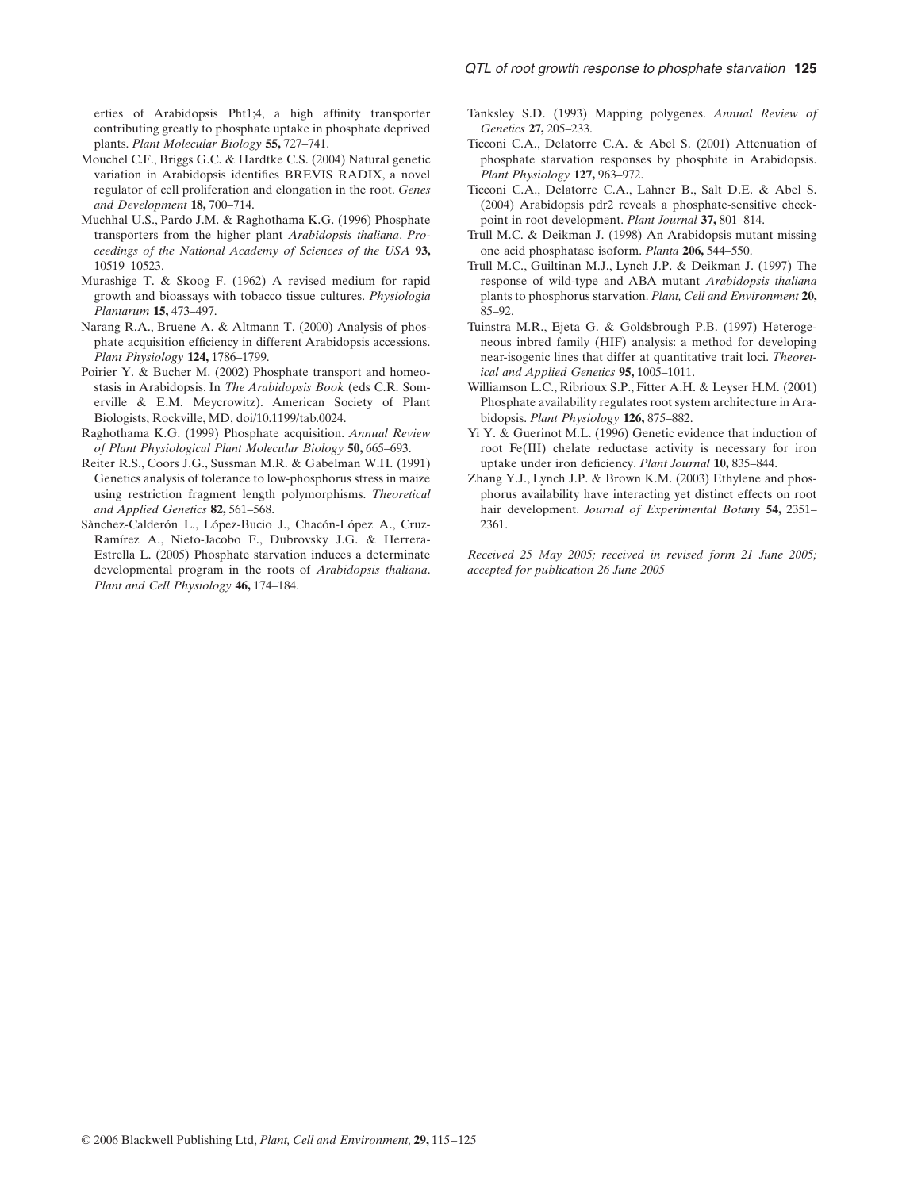erties of Arabidopsis Pht1;4, a high affinity transporter contributing greatly to phosphate uptake in phosphate deprived plants. *Plant Molecular Biology* **55,** 727–741.

Mouchel C.F., Briggs G.C. & Hardtke C.S. (2004) Natural genetic variation in Arabidopsis identifies BREVIS RADIX, a novel regulator of cell proliferation and elongation in the root. *Genes and Development* **18,** 700–714.

Muchhal U.S., Pardo J.M. & Raghothama K.G. (1996) Phosphate transporters from the higher plant *Arabidopsis thaliana*. *Proceedings of the National Academy of Sciences of the USA* **93,** 10519–10523.

Murashige T. & Skoog F. (1962) A revised medium for rapid growth and bioassays with tobacco tissue cultures. *Physiologia Plantarum* **15,** 473–497.

Narang R.A., Bruene A. & Altmann T. (2000) Analysis of phosphate acquisition efficiency in different Arabidopsis accessions. *Plant Physiology* **124,** 1786–1799.

Poirier Y. & Bucher M. (2002) Phosphate transport and homeostasis in Arabidopsis. In *The Arabidopsis Book* (eds C.R. Somerville & E.M. Meycrowitz). American Society of Plant Biologists, Rockville, MD, doi/10.1199/tab.0024.

Raghothama K.G. (1999) Phosphate acquisition. *Annual Review of Plant Physiological Plant Molecular Biology* **50,** 665–693.

Reiter R.S., Coors J.G., Sussman M.R. & Gabelman W.H. (1991) Genetics analysis of tolerance to low-phosphorus stress in maize using restriction fragment length polymorphisms. *Theoretical and Applied Genetics* **82,** 561–568.

Sànchez-Calderón L., López-Bucio J., Chacón-López A., Cruz-Ramírez A., Nieto-Jacobo F., Dubrovsky J.G. & Herrera-Estrella L. (2005) Phosphate starvation induces a determinate developmental program in the roots of *Arabidopsis thaliana*. *Plant and Cell Physiology* **46,** 174–184.

Tanksley S.D. (1993) Mapping polygenes. *Annual Review of Genetics* **27,** 205–233.

Ticconi C.A., Delatorre C.A. & Abel S. (2001) Attenuation of phosphate starvation responses by phosphite in Arabidopsis. *Plant Physiology* **127,** 963–972.

Ticconi C.A., Delatorre C.A., Lahner B., Salt D.E. & Abel S. (2004) Arabidopsis pdr2 reveals a phosphate-sensitive checkpoint in root development. *Plant Journal* **37,** 801–814.

Trull M.C. & Deikman J. (1998) An Arabidopsis mutant missing one acid phosphatase isoform. *Planta* **206,** 544–550.

Trull M.C., Guiltinan M.J., Lynch J.P. & Deikman J. (1997) The response of wild-type and ABA mutant *Arabidopsis thaliana* plants to phosphorus starvation. *Plant, Cell and Environment* **20,** 85–92.

Tuinstra M.R., Ejeta G. & Goldsbrough P.B. (1997) Heterogeneous inbred family (HIF) analysis: a method for developing near-isogenic lines that differ at quantitative trait loci. *Theoretical and Applied Genetics* **95,** 1005–1011.

Williamson L.C., Ribrioux S.P., Fitter A.H. & Leyser H.M. (2001) Phosphate availability regulates root system architecture in Arabidopsis. *Plant Physiology* **126,** 875–882.

Yi Y. & Guerinot M.L. (1996) Genetic evidence that induction of root Fe(III) chelate reductase activity is necessary for iron uptake under iron deficiency. *Plant Journal* **10,** 835–844.

Zhang Y.J., Lynch J.P. & Brown K.M. (2003) Ethylene and phosphorus availability have interacting yet distinct effects on root hair development. *Journal of Experimental Botany* **54,** 2351–2361.

*Received 25 May 2005; received in revised form 21 June 2005; accepted for publication 26 June 2005*